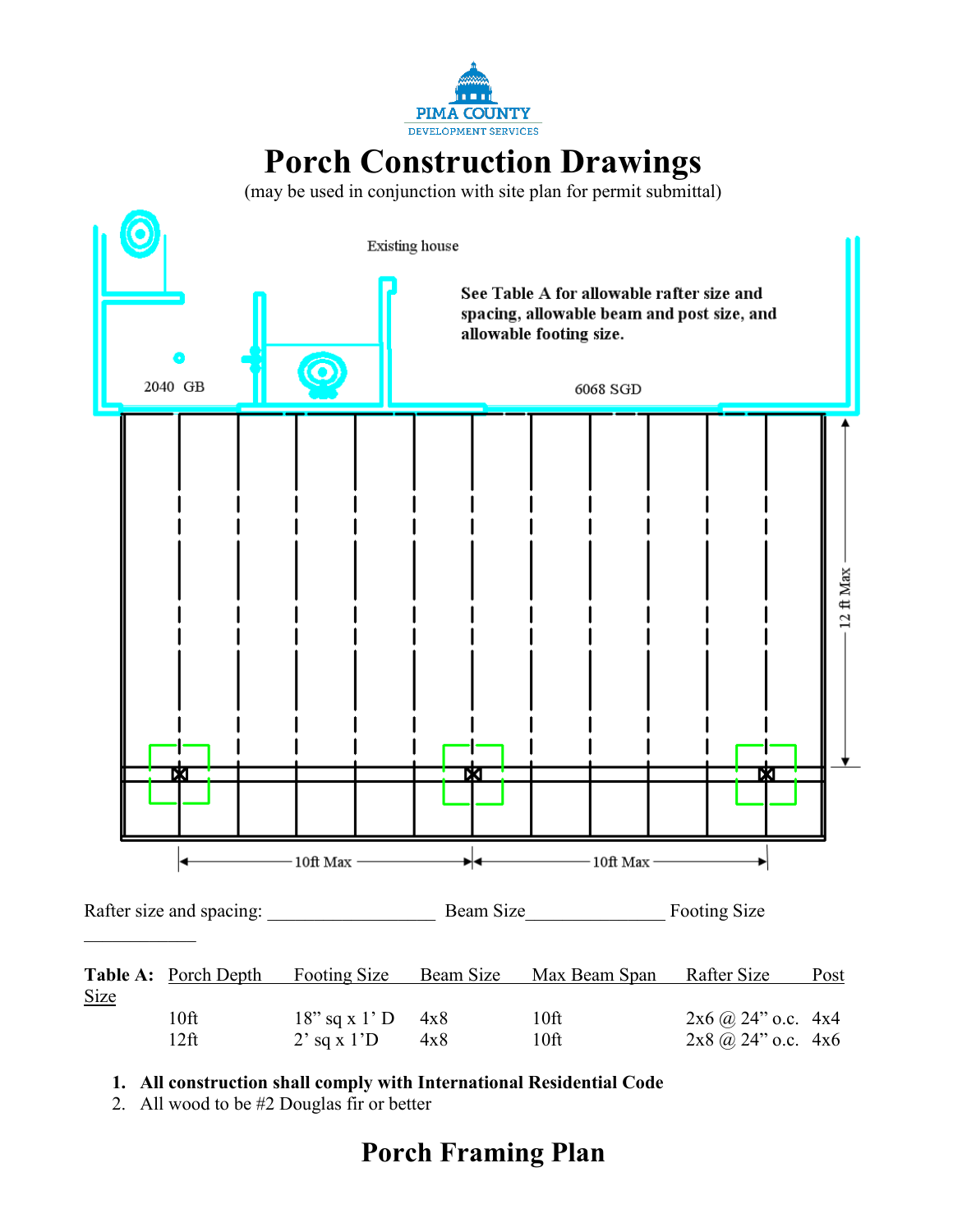PIMA COUNTY
DEVELOPMENT SERVICES

# Porch Construction Drawings

(may be used in conjunction with site plan for permit submittal)

Existing house

**See Table A for allowable rafter size and spacing, allowable beam and post size, and allowable footing size.**

2040 GB

6068 SGD

12 ft Max

10ft Max

10ft Max

Rafter size and spacing: ___________________ Beam Size_______________ Footing Size ____________

**Table A:**

| Porch Depth | Footing Size | Beam Size | Max Beam Span | Rafter Size | Post Size |
|---|---|---|---|---|---|
| 10ft | 18" sq x 1' D | 4x8 | 10ft | 2x6 @ 24" o.c. | 4x4 |
| 12ft | 2' sq x 1'D | 4x8 | 10ft | 2x8 @ 24" o.c. | 4x6 |

1. **All construction shall comply with International Residential Code**
2. All wood to be #2 Douglas fir or better

## Porch Framing Plan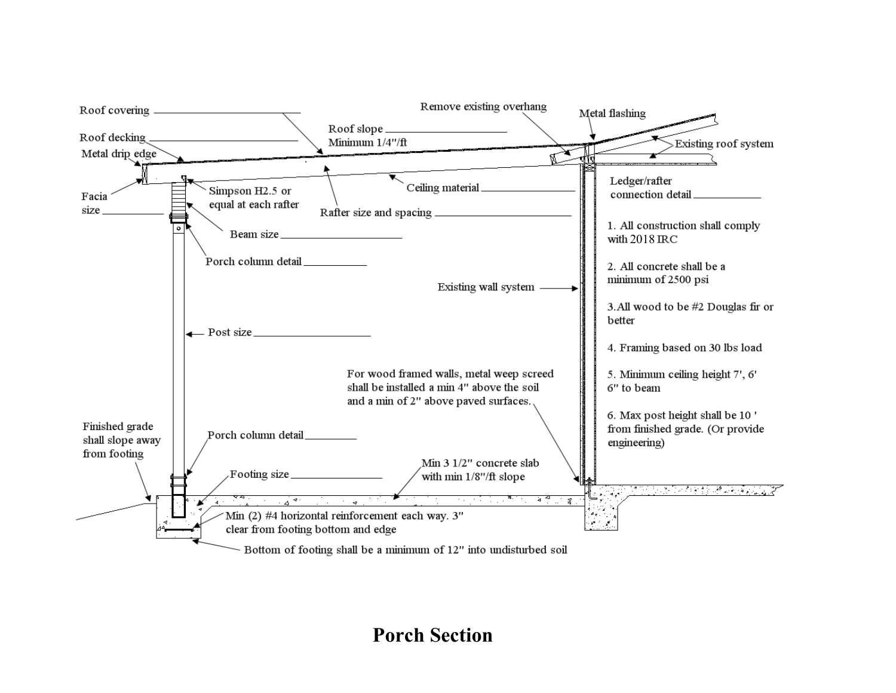Roof covering ____________________

Roof decking ____________________

Metal drip edge

Roof slope ____________________
Minimum 1/4"/ft

Remove existing overhang

Metal flashing

Existing roof system

Facia size ____________

Simpson H2.5 or equal at each rafter

Ceiling material ____________________

Rafter size and spacing ____________________

Ledger/rafter connection detail ____________

Beam size ____________________

Porch column detail ____________

1. All construction shall comply with 2018 IRC

2. All concrete shall be a minimum of 2500 psi

3. All wood to be #2 Douglas fir or better

4. Framing based on 30 lbs load

5. Minimum ceiling height 7', 6' 6" to beam

6. Max post height shall be 10 ' from finished grade. (Or provide engineering)

Existing wall system

Post size ____________________

For wood framed walls, metal weep screed shall be installed a min 4" above the soil and a min of 2" above paved surfaces.

Finished grade shall slope away from footing

Porch column detail ____________

Min 3 1/2" concrete slab with min 1/8"/ft slope

Footing size ____________________

Min (2) #4 horizontal reinforcement each way. 3" clear from footing bottom and edge

Bottom of footing shall be a minimum of 12" into undisturbed soil

# Porch Section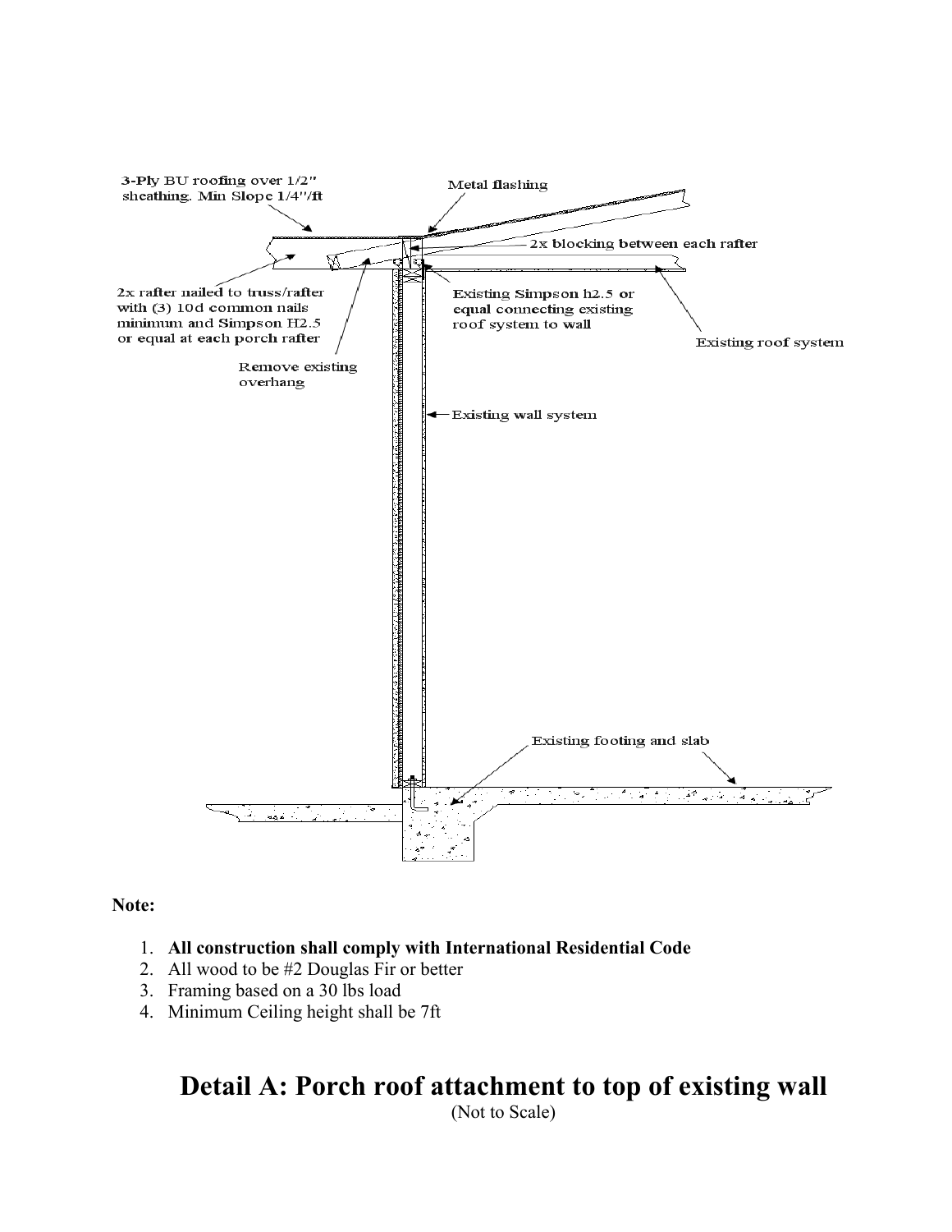3-Ply BU roofing over 1/2" sheathing. Min Slope 1/4"/ft

Metal flashing

2x blocking between each rafter

2x rafter nailed to truss/rafter with (3) 10d common nails minimum and Simpson H2.5 or equal at each porch rafter

Existing Simpson h2.5 or equal connecting existing roof system to wall

Existing roof system

Remove existing overhang

Existing wall system

Existing footing and slab

**Note:**

1. **All construction shall comply with International Residential Code**
2. All wood to be #2 Douglas Fir or better
3. Framing based on a 30 lbs load
4. Minimum Ceiling height shall be 7ft

# Detail A: Porch roof attachment to top of existing wall

(Not to Scale)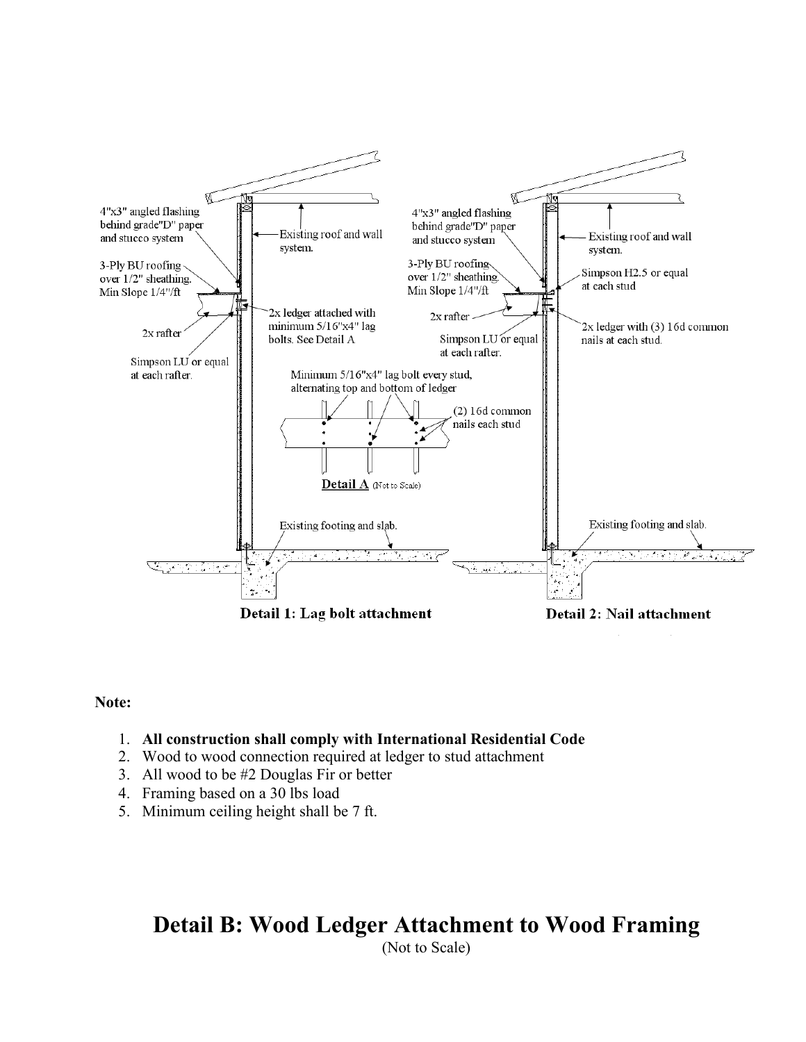4"x3" angled flashing behind grade"D" paper and stucco system

Existing roof and wall system.

3-Ply BU roofing over 1/2" sheathing. Min Slope 1/4"/ft

2x rafter

2x ledger attached with minimum 5/16"x4" lag bolts. See Detail A

Simpson LU or equal at each rafter.

Minimum 5/16"x4" lag bolt every stud, alternating top and bottom of ledger

(2) 16d common nails each stud

**Detail A** (Not to Scale)

Existing footing and slab.

**Detail 1: Lag bolt attachment**

4"x3" angled flashing behind grade"D" paper and stucco system

Existing roof and wall system.

3-Ply BU roofing over 1/2" sheathing. Min Slope 1/4"/ft

Simpson H2.5 or equal at each stud

2x rafter

Simpson LU or equal at each rafter.

2x ledger with (3) 16d common nails at each stud.

Existing footing and slab.

**Detail 2: Nail attachment**

**Note:**

1. **All construction shall comply with International Residential Code**
2. Wood to wood connection required at ledger to stud attachment
3. All wood to be #2 Douglas Fir or better
4. Framing based on a 30 lbs load
5. Minimum ceiling height shall be 7 ft.

# Detail B: Wood Ledger Attachment to Wood Framing

(Not to Scale)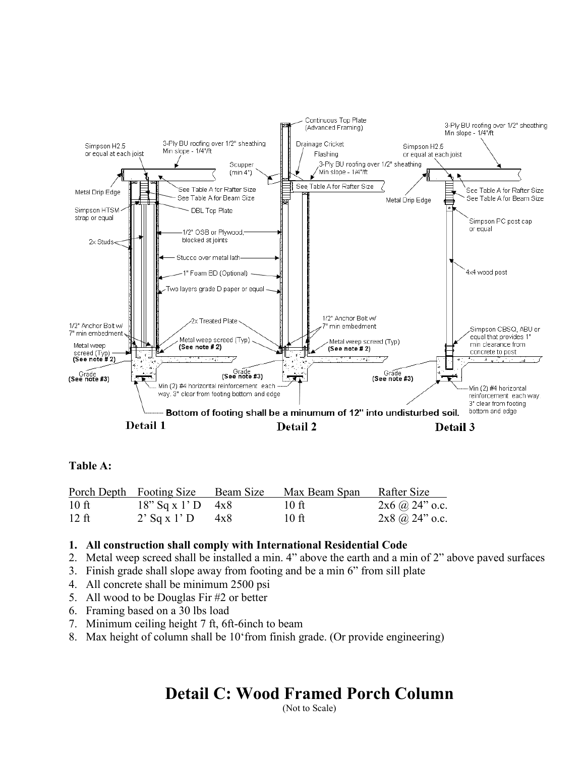Continuous Top Plate (Advanced Framing)

3-Ply BU roofing over 1/2" sheathing Min slope - 1/4"/ft

Simpson H2.5 or equal at each joist

Drainage Cricket

Flashing

Scupper (min 4")

See Table A for Rafter Size

See Table A for Beam Size

Metal Drip Edge

DBL Top Plate

Simpson HTSM strap or equal

1/2" OSB or Plywood, blocked at joints

2x Studs

Stucco over metal lath

1" Foam BD (Optional)

Two layers grade D paper or equal

Simpson PC post cap or equal

4x4 wood post

2x Treated Plate

1/2" Anchor Bolt w/ 7" min embedment

Metal weep screed (Typ) **(See note # 2)**

Grade **(See note #3)**

Simpson CBSQ, ABU or equal that provides 1" min clearance from concrete to post

Min (2) #4 horizontal reinforcement each way. 3" clear from footing bottom and edge

**Bottom of footing shall be a minumum of 12" into undisturbed soil.**

**Detail 1** **Detail 2** **Detail 3**

**Table A:**

| Porch Depth | Footing Size | Beam Size | Max Beam Span | Rafter Size |
|---|---|---|---|---|
| 10 ft | 18" Sq x 1' D | 4x8 | 10 ft | 2x6 @ 24" o.c. |
| 12 ft | 2' Sq x 1' D | 4x8 | 10 ft | 2x8 @ 24" o.c. |

1. **All construction shall comply with International Residential Code**
2. Metal weep screed shall be installed a min. 4" above the earth and a min of 2" above paved surfaces
3. Finish grade shall slope away from footing and be a min 6" from sill plate
4. All concrete shall be minimum 2500 psi
5. All wood to be Douglas Fir #2 or better
6. Framing based on a 30 lbs load
7. Minimum ceiling height 7 ft, 6ft-6inch to beam
8. Max height of column shall be 10'from finish grade. (Or provide engineering)

# Detail C: Wood Framed Porch Column

(Not to Scale)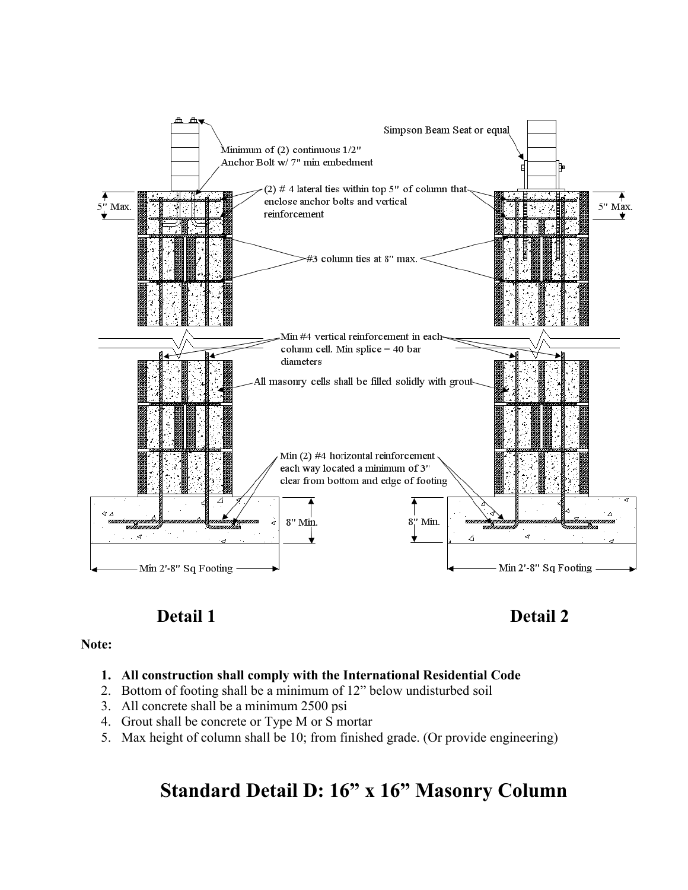Minimum of (2) continuous 1/2" Anchor Bolt w/ 7" min embedment

Simpson Beam Seat or equal

(2) # 4 lateral ties within top 5" of column that enclose anchor bolts and vertical reinforcement

5" Max.

5" Max.

#3 column ties at 8" max.

Min #4 vertical reinforcement in each column cell. Min splice = 40 bar diameters

All masonry cells shall be filled solidly with grout

Min (2) #4 horizontal reinforcement each way located a minimum of 3" clear from bottom and edge of footing

8" Min.

8" Min.

Min 2'-8" Sq Footing

Min 2'-8" Sq Footing

**Detail 1**

**Detail 2**

**Note:**

1. **All construction shall comply with the International Residential Code**
2. Bottom of footing shall be a minimum of 12" below undisturbed soil
3. All concrete shall be a minimum 2500 psi
4. Grout shall be concrete or Type M or S mortar
5. Max height of column shall be 10; from finished grade. (Or provide engineering)

# Standard Detail D: 16" x 16" Masonry Column